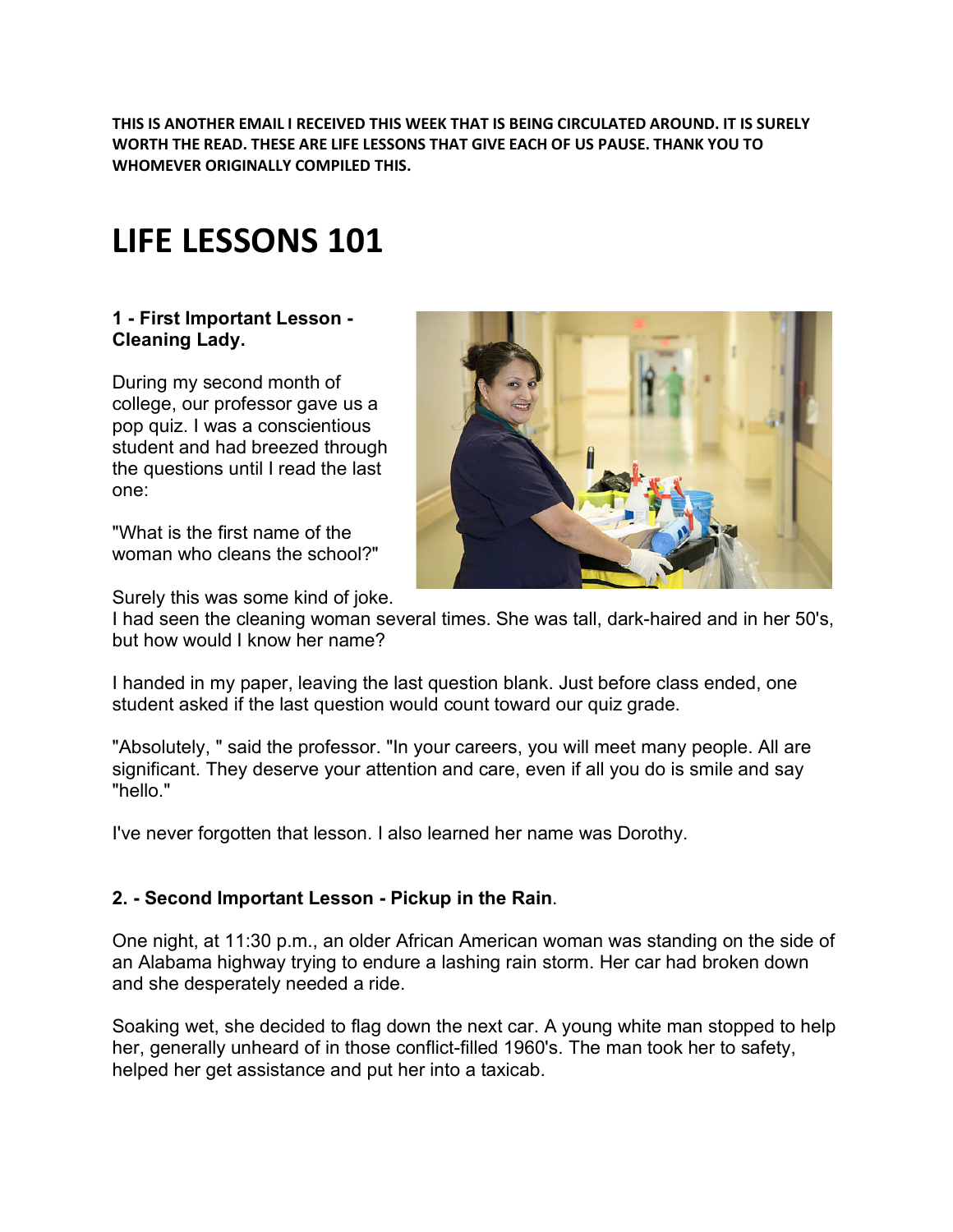**THIS IS ANOTHER EMAIL I RECEIVED THIS WEEK THAT IS BEING CIRCULATED AROUND. IT IS SURELY WORTH THE READ. THESE ARE LIFE LESSONS THAT GIVE EACH OF US PAUSE. THANK YOU TO WHOMEVER ORIGINALLY COMPILED THIS.**

# LIFE LESSONS 101

### 1 - First Important Lesson - Cleaning Lady.

During my second month of college, our professor gave us a pop quiz. I was a conscientious student and had breezed through the questions until I read the last one:

"What is the first name of the woman who cleans the school?"

Surely this was some kind of joke. I had seen the cleaning woman several times. She was tall, dark-haired and in her 50's, but how would I know her name?

I handed in my paper, leaving the last question blank. Just before class ended, one student asked if the last question would count toward our quiz grade.

"Absolutely, " said the professor. "In your careers, you will meet many people. All are significant. They deserve your attention and care, even if all you do is smile and say "hello."

I've never forgotten that lesson. I also learned her name was Dorothy.

### 2. - Second Important Lesson - Pickup in the Rain.

One night, at 11:30 p.m., an older African American woman was standing on the side of an Alabama highway trying to endure a lashing rain storm. Her car had broken down and she desperately needed a ride.

Soaking wet, she decided to flag down the next car. A young white man stopped to help her, generally unheard of in those conflict-filled 1960's. The man took her to safety, helped her get assistance and put her into a taxicab.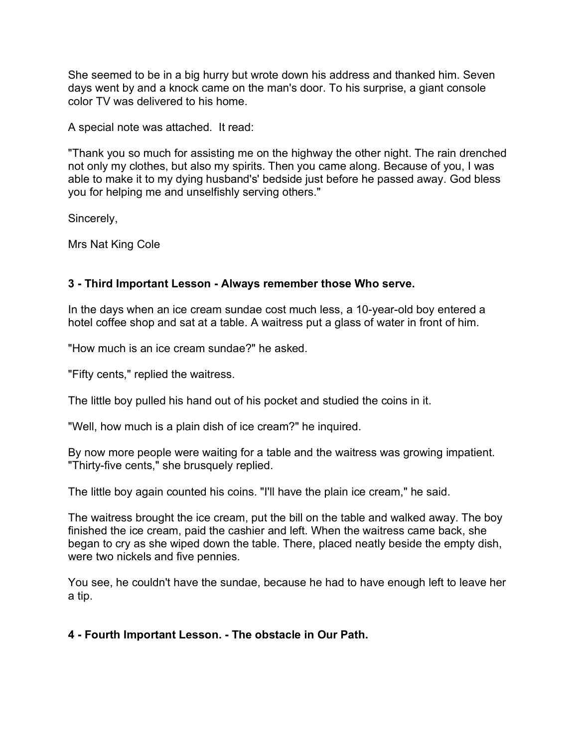She seemed to be in a big hurry but wrote down his address and thanked him. Seven days went by and a knock came on the man's door. To his surprise, a giant console color TV was delivered to his home.

A special note was attached.  It read:

"Thank you so much for assisting me on the highway the other night. The rain drenched not only my clothes, but also my spirits. Then you came along. Because of you, I was able to make it to my dying husband's' bedside just before he passed away. God bless you for helping me and unselfishly serving others."

Sincerely,

Mrs Nat King Cole

### 3 - Third Important Lesson - Always remember those Who serve.

In the days when an ice cream sundae cost much less, a 10-year-old boy entered a hotel coffee shop and sat at a table. A waitress put a glass of water in front of him.

"How much is an ice cream sundae?" he asked.

"Fifty cents," replied the waitress.

The little boy pulled his hand out of his pocket and studied the coins in it.

"Well, how much is a plain dish of ice cream?" he inquired.

By now more people were waiting for a table and the waitress was growing impatient. "Thirty-five cents," she brusquely replied.

The little boy again counted his coins. "I'll have the plain ice cream," he said.

The waitress brought the ice cream, put the bill on the table and walked away. The boy finished the ice cream, paid the cashier and left. When the waitress came back, she began to cry as she wiped down the table. There, placed neatly beside the empty dish, were two nickels and five pennies.

You see, he couldn't have the sundae, because he had to have enough left to leave her a tip.

### 4 - Fourth Important Lesson. - The obstacle in Our Path.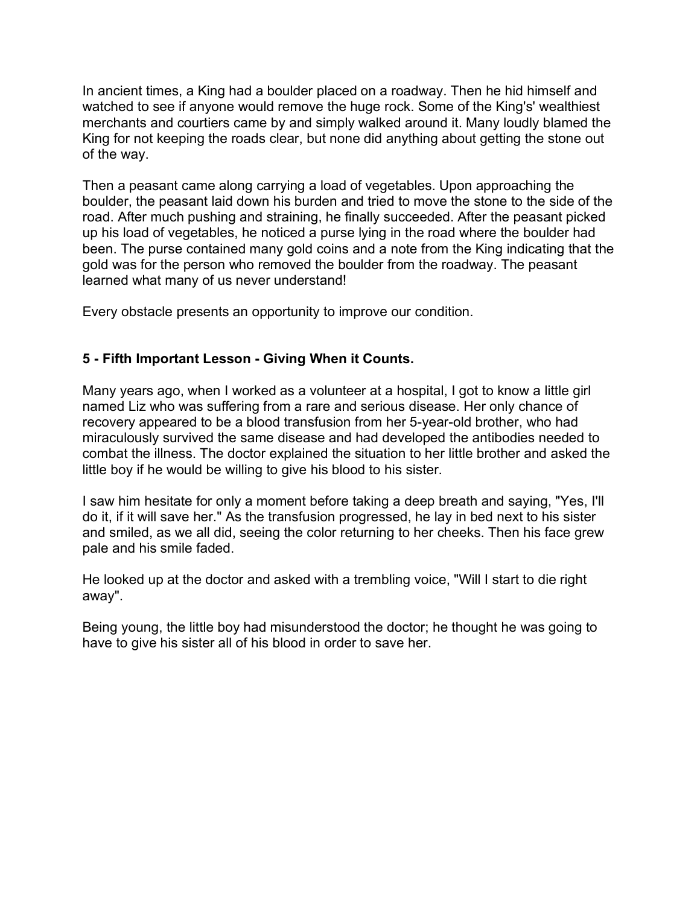In ancient times, a King had a boulder placed on a roadway. Then he hid himself and watched to see if anyone would remove the huge rock. Some of the King's' wealthiest merchants and courtiers came by and simply walked around it. Many loudly blamed the King for not keeping the roads clear, but none did anything about getting the stone out of the way.

Then a peasant came along carrying a load of vegetables. Upon approaching the boulder, the peasant laid down his burden and tried to move the stone to the side of the road. After much pushing and straining, he finally succeeded. After the peasant picked up his load of vegetables, he noticed a purse lying in the road where the boulder had been. The purse contained many gold coins and a note from the King indicating that the gold was for the person who removed the boulder from the roadway. The peasant learned what many of us never understand!

Every obstacle presents an opportunity to improve our condition.

**5 - Fifth Important Lesson - Giving When it Counts.**

Many years ago, when I worked as a volunteer at a hospital, I got to know a little girl named Liz who was suffering from a rare and serious disease. Her only chance of recovery appeared to be a blood transfusion from her 5-year-old brother, who had miraculously survived the same disease and had developed the antibodies needed to combat the illness. The doctor explained the situation to her little brother and asked the little boy if he would be willing to give his blood to his sister.

I saw him hesitate for only a moment before taking a deep breath and saying, "Yes, I'll do it, if it will save her." As the transfusion progressed, he lay in bed next to his sister and smiled, as we all did, seeing the color returning to her cheeks. Then his face grew pale and his smile faded.

He looked up at the doctor and asked with a trembling voice, "Will I start to die right away".

Being young, the little boy had misunderstood the doctor; he thought he was going to have to give his sister all of his blood in order to save her.